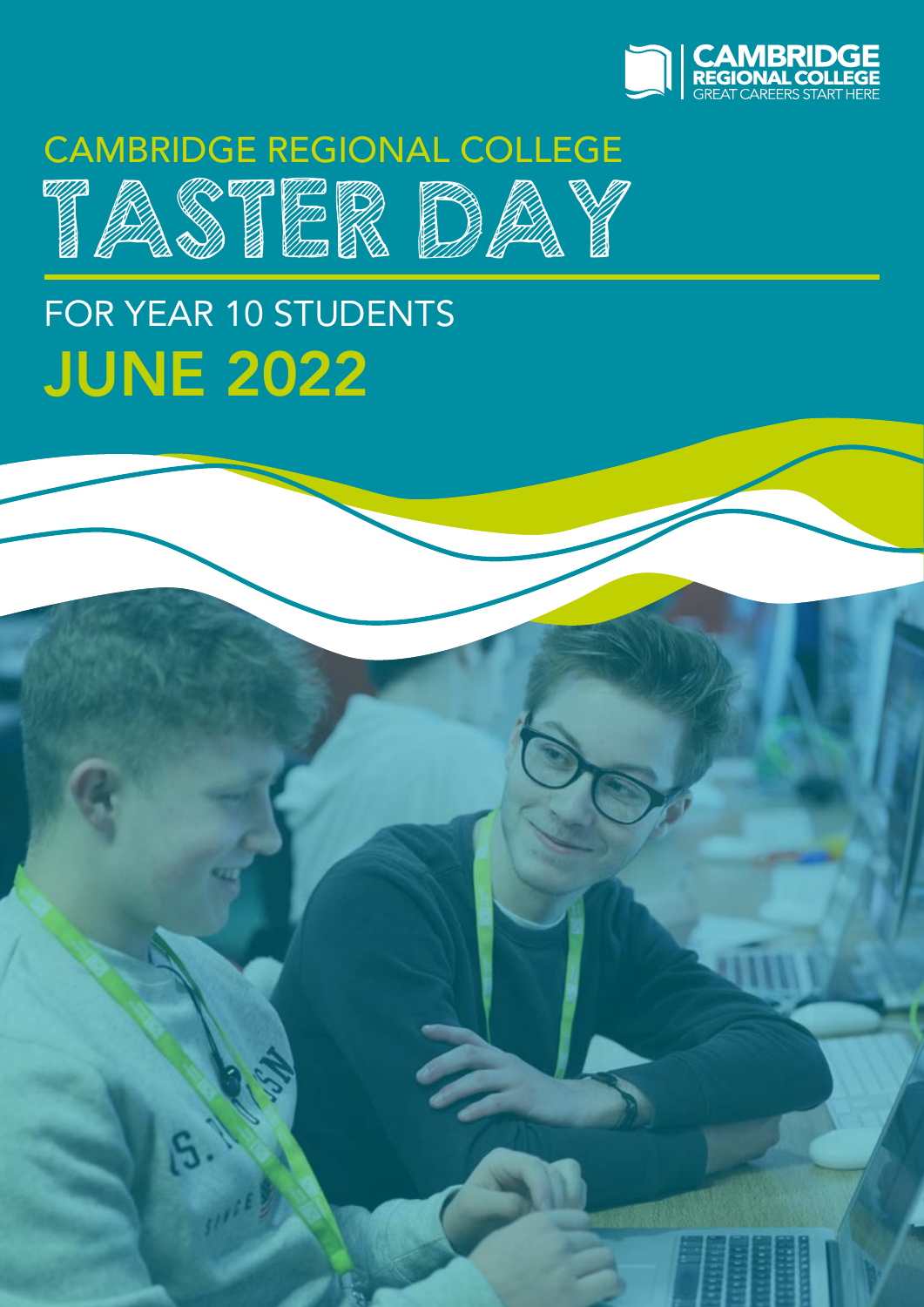CAMBRIDGE REGIONAL COLLEGE
GREAT CAREERS START HERE

# CAMBRIDGE REGIONAL COLLEGE TASTER DAY

## FOR YEAR 10 STUDENTS

## JUNE 2022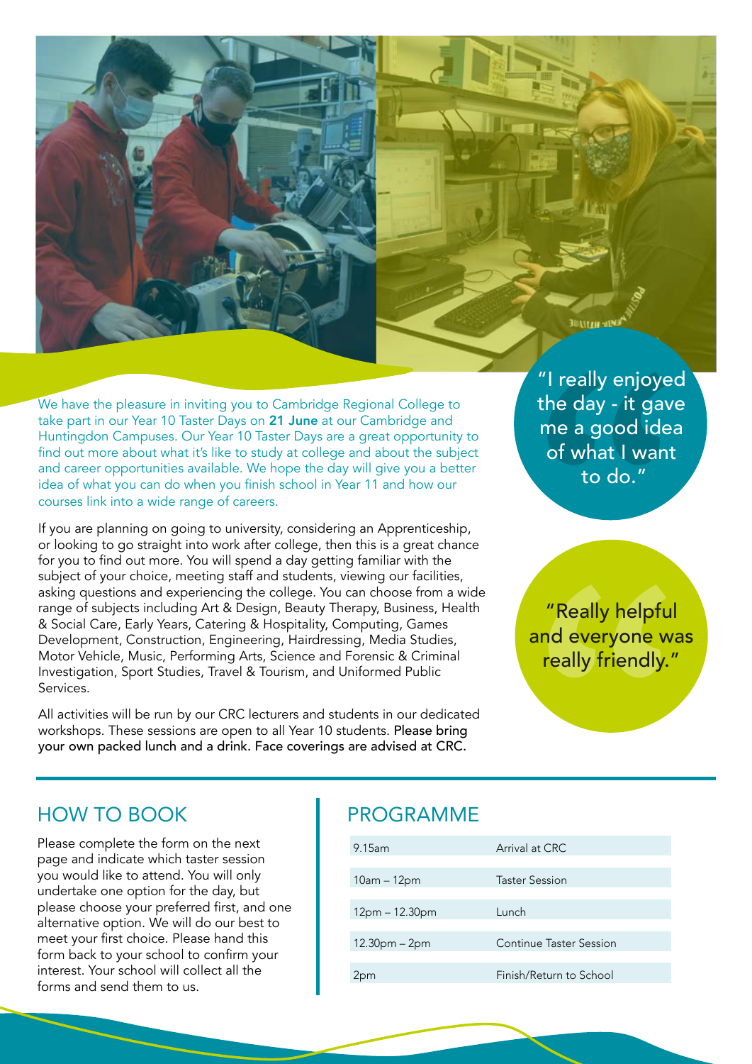We have the pleasure in inviting you to Cambridge Regional College to take part in our Year 10 Taster Days on **21 June** at our Cambridge and Huntingdon Campuses. Our Year 10 Taster Days are a great opportunity to find out more about what it's like to study at college and about the subject and career opportunities available. We hope the day will give you a better idea of what you can do when you finish school in Year 11 and how our courses link into a wide range of careers.

If you are planning on going to university, considering an Apprenticeship, or looking to go straight into work after college, then this is a great chance for you to find out more. You will spend a day getting familiar with the subject of your choice, meeting staff and students, viewing our facilities, asking questions and experiencing the college. You can choose from a wide range of subjects including Art & Design, Beauty Therapy, Business, Health & Social Care, Early Years, Catering & Hospitality, Computing, Games Development, Construction, Engineering, Hairdressing, Media Studies, Motor Vehicle, Music, Performing Arts, Science and Forensic & Criminal Investigation, Sport Studies, Travel & Tourism, and Uniformed Public Services.

All activities will be run by our CRC lecturers and students in our dedicated workshops. These sessions are open to all Year 10 students. Please bring your own packed lunch and a drink. Face coverings are advised at CRC.

"I really enjoyed the day - it gave me a good idea of what I want to do."

"Really helpful and everyone was really friendly."

## HOW TO BOOK

Please complete the form on the next page and indicate which taster session you would like to attend. You will only undertake one option for the day, but please choose your preferred first, and one alternative option. We will do our best to meet your first choice. Please hand this form back to your school to confirm your interest. Your school will collect all the forms and send them to us.

## PROGRAMME

| | |
|---|---|
| 9.15am | Arrival at CRC |
| 10am – 12pm | Taster Session |
| 12pm – 12.30pm | Lunch |
| 12.30pm – 2pm | Continue Taster Session |
| 2pm | Finish/Return to School |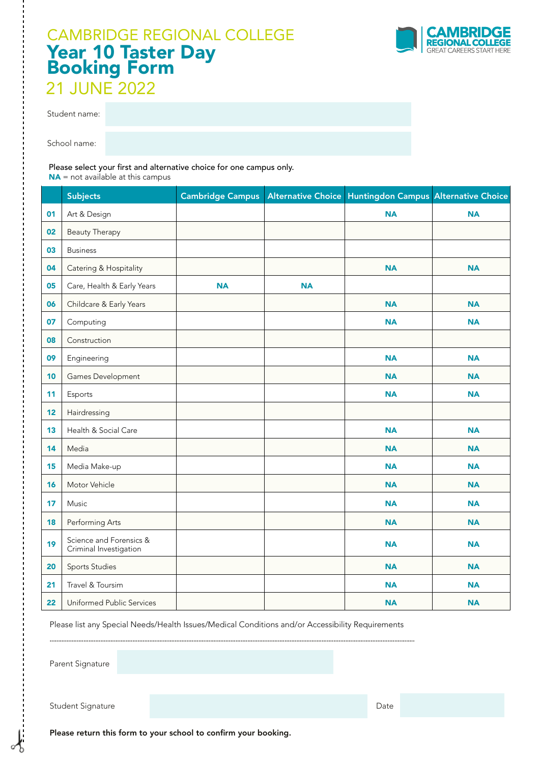CAMBRIDGE REGIONAL COLLEGE

# Year 10 Taster Day Booking Form

## 21 JUNE 2022

CAMBRIDGE REGIONAL COLLEGE
GREAT CAREERS START HERE

Student name:

School name:

Please select your first and alternative choice for one campus only.
**NA** = not available at this campus

| | Subjects | Cambridge Campus | Alternative Choice | Huntingdon Campus | Alternative Choice |
|---|---|---|---|---|---|
| **01** | Art & Design | | | **NA** | **NA** |
| **02** | Beauty Therapy | | | | |
| **03** | Business | | | | |
| **04** | Catering & Hospitality | | | **NA** | **NA** |
| **05** | Care, Health & Early Years | **NA** | **NA** | | |
| **06** | Childcare & Early Years | | | **NA** | **NA** |
| **07** | Computing | | | **NA** | **NA** |
| **08** | Construction | | | | |
| **09** | Engineering | | | **NA** | **NA** |
| **10** | Games Development | | | **NA** | **NA** |
| **11** | Esports | | | **NA** | **NA** |
| **12** | Hairdressing | | | | |
| **13** | Health & Social Care | | | **NA** | **NA** |
| **14** | Media | | | **NA** | **NA** |
| **15** | Media Make-up | | | **NA** | **NA** |
| **16** | Motor Vehicle | | | **NA** | **NA** |
| **17** | Music | | | **NA** | **NA** |
| **18** | Performing Arts | | | **NA** | **NA** |
| **19** | Science and Forensics & Criminal Investigation | | | **NA** | **NA** |
| **20** | Sports Studies | | | **NA** | **NA** |
| **21** | Travel & Toursim | | | **NA** | **NA** |
| **22** | Uniformed Public Services | | | **NA** | **NA** |

Please list any Special Needs/Health Issues/Medical Conditions and/or Accessibility Requirements

..........................................................................................................................................................................

Parent Signature

Student Signature

Date

**Please return this form to your school to confirm your booking.**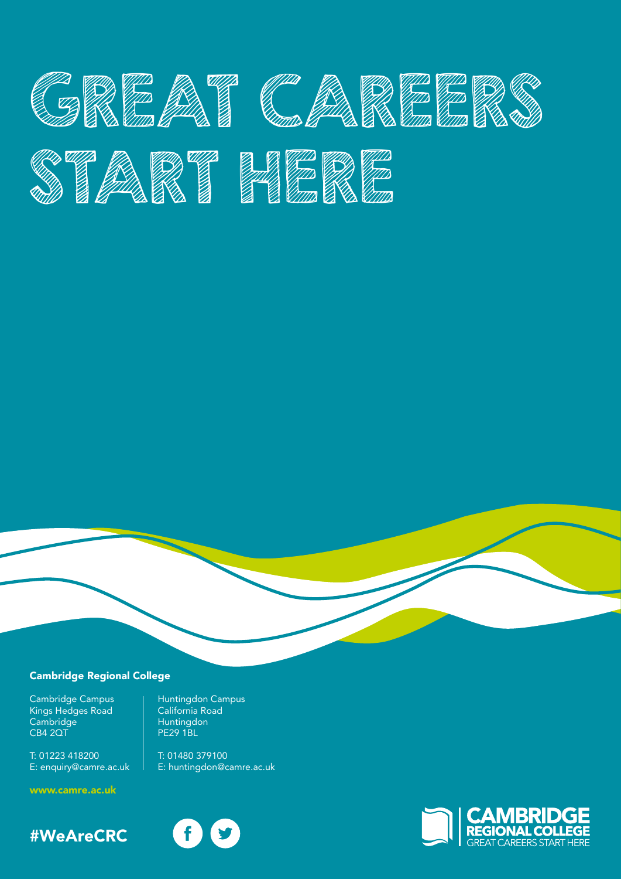# GREAT CAREERS START HERE

**Cambridge Regional College**

Cambridge Campus
Kings Hedges Road
Cambridge
CB4 2QT

T: 01223 418200
E: enquiry@camre.ac.uk

Huntingdon Campus
California Road
Huntingdon
PE29 1BL

T: 01480 379100
E: huntingdon@camre.ac.uk

**www.camre.ac.uk**

**#WeAreCRC**

CAMBRIDGE REGIONAL COLLEGE
GREAT CAREERS START HERE